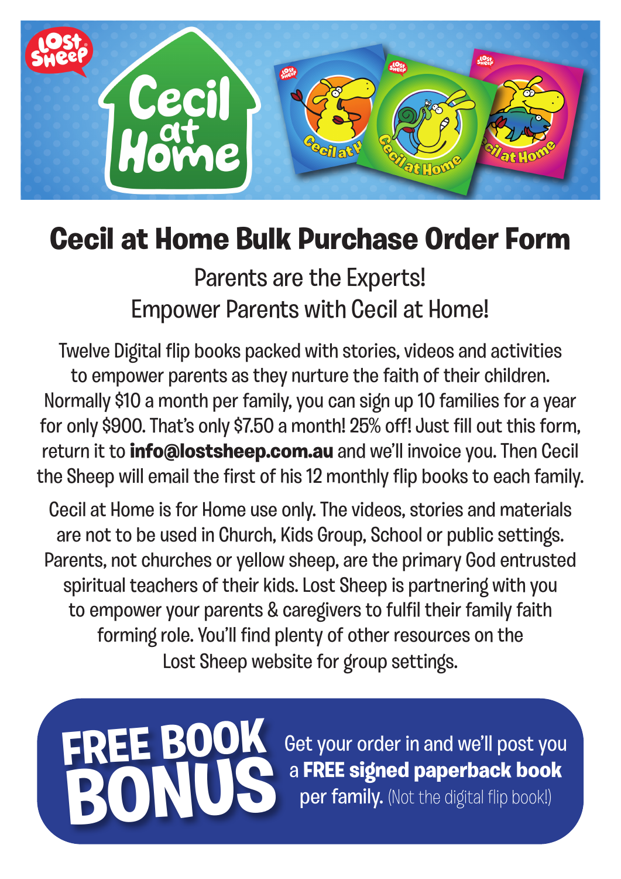# Cecil at Home Bulk Purchase Order Form

## Parents are the Experts!
## Empower Parents with Cecil at Home!

Twelve Digital flip books packed with stories, videos and activities to empower parents as they nurture the faith of their children. Normally $10 a month per family, you can sign up 10 families for a year for only $900. That's only $7.50 a month! 25% off! Just fill out this form, return it to **info@lostsheep.com.au** and we'll invoice you. Then Cecil the Sheep will email the first of his 12 monthly flip books to each family.

Cecil at Home is for Home use only. The videos, stories and materials are not to be used in Church, Kids Group, School or public settings. Parents, not churches or yellow sheep, are the primary God entrusted spiritual teachers of their kids. Lost Sheep is partnering with you to empower your parents & caregivers to fulfil their family faith forming role. You'll find plenty of other resources on the Lost Sheep website for group settings.

**FREE BOOK BONUS**

Get your order in and we'll post you a **FREE signed paperback book per family.** (Not the digital flip book!)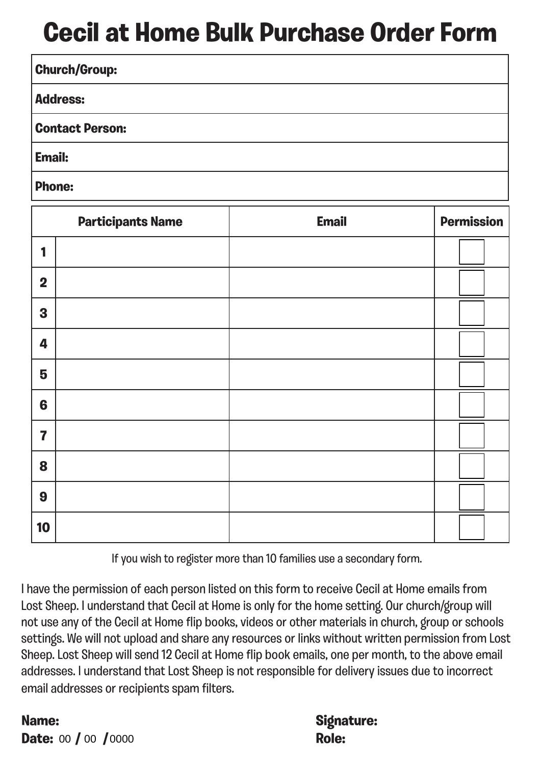# Cecil at Home Bulk Purchase Order Form

| | |
|---|---|
| **Church/Group:** | |
| **Address:** | |
| **Contact Person:** | |
| **Email:** | |
| **Phone:** | |

| | Participants Name | Email | Permission |
|---|---|---|---|
| **1** | | | ☐ |
| **2** | | | ☐ |
| **3** | | | ☐ |
| **4** | | | ☐ |
| **5** | | | ☐ |
| **6** | | | ☐ |
| **7** | | | ☐ |
| **8** | | | ☐ |
| **9** | | | ☐ |
| **10** | | | ☐ |

If you wish to register more than 10 families use a secondary form.

I have the permission of each person listed on this form to receive Cecil at Home emails from Lost Sheep. I understand that Cecil at Home is only for the home setting. Our church/group will not use any of the Cecil at Home flip books, videos or other materials in church, group or schools settings. We will not upload and share any resources or links without written permission from Lost Sheep. Lost Sheep will send 12 Cecil at Home flip book emails, one per month, to the above email addresses. I understand that Lost Sheep is not responsible for delivery issues due to incorrect email addresses or recipients spam filters.

**Name:**

**Date:** 00 / 00 / 0000

**Signature:**

**Role:**